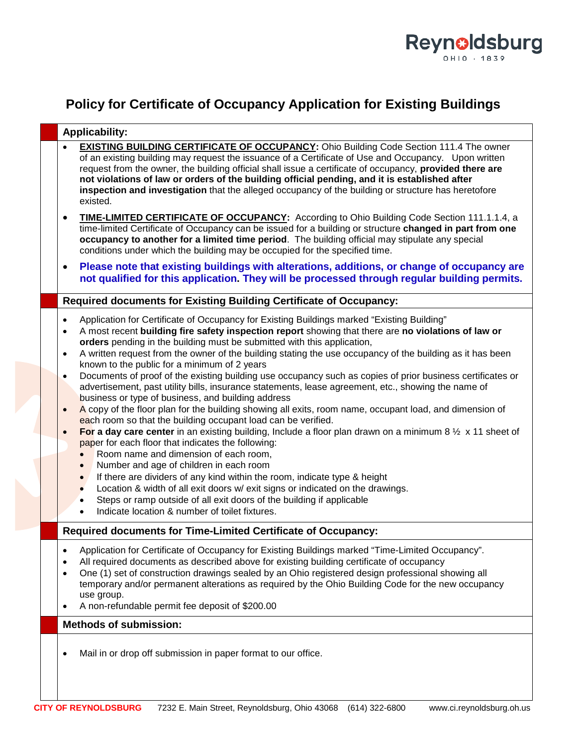# Policy for Certificate of Occupancy Application for Existing Buildings

## Applicability:

- **EXISTING BUILDING CERTIFICATE OF OCCUPANCY:** Ohio Building Code Section 111.4 The owner of an existing building may request the issuance of a Certificate of Use and Occupancy. Upon written request from the owner, the building official shall issue a certificate of occupancy, **provided there are not violations of law or orders of the building official pending, and it is established after inspection and investigation** that the alleged occupancy of the building or structure has heretofore existed.
- **TIME-LIMITED CERTIFICATE OF OCCUPANCY:** According to Ohio Building Code Section 111.1.1.4, a time-limited Certificate of Occupancy can be issued for a building or structure **changed in part from one occupancy to another for a limited time period**. The building official may stipulate any special conditions under which the building may be occupied for the specified time.
- **Please note that existing buildings with alterations, additions, or change of occupancy are not qualified for this application. They will be processed through regular building permits.**

## Required documents for Existing Building Certificate of Occupancy:

- Application for Certificate of Occupancy for Existing Buildings marked "Existing Building"
- A most recent **building fire safety inspection report** showing that there are **no violations of law or orders** pending in the building must be submitted with this application,
- A written request from the owner of the building stating the use occupancy of the building as it has been known to the public for a minimum of 2 years
- Documents of proof of the existing building use occupancy such as copies of prior business certificates or advertisement, past utility bills, insurance statements, lease agreement, etc., showing the name of business or type of business, and building address
- A copy of the floor plan for the building showing all exits, room name, occupant load, and dimension of each room so that the building occupant load can be verified.
- **For a day care center** in an existing building, Include a floor plan drawn on a minimum 8 ½ x 11 sheet of paper for each floor that indicates the following:
  - Room name and dimension of each room,
  - Number and age of children in each room
  - If there are dividers of any kind within the room, indicate type & height
  - Location & width of all exit doors w/ exit signs or indicated on the drawings.
  - Steps or ramp outside of all exit doors of the building if applicable
  - Indicate location & number of toilet fixtures.

## Required documents for Time-Limited Certificate of Occupancy:

- Application for Certificate of Occupancy for Existing Buildings marked "Time-Limited Occupancy".
- All required documents as described above for existing building certificate of occupancy
- One (1) set of construction drawings sealed by an Ohio registered design professional showing all temporary and/or permanent alterations as required by the Ohio Building Code for the new occupancy use group.
- A non-refundable permit fee deposit of $200.00

## Methods of submission:

- Mail in or drop off submission in paper format to our office.

**CITY OF REYNOLDSBURG** 7232 E. Main Street, Reynoldsburg, Ohio 43068 (614) 322-6800 www.ci.reynoldsburg.oh.us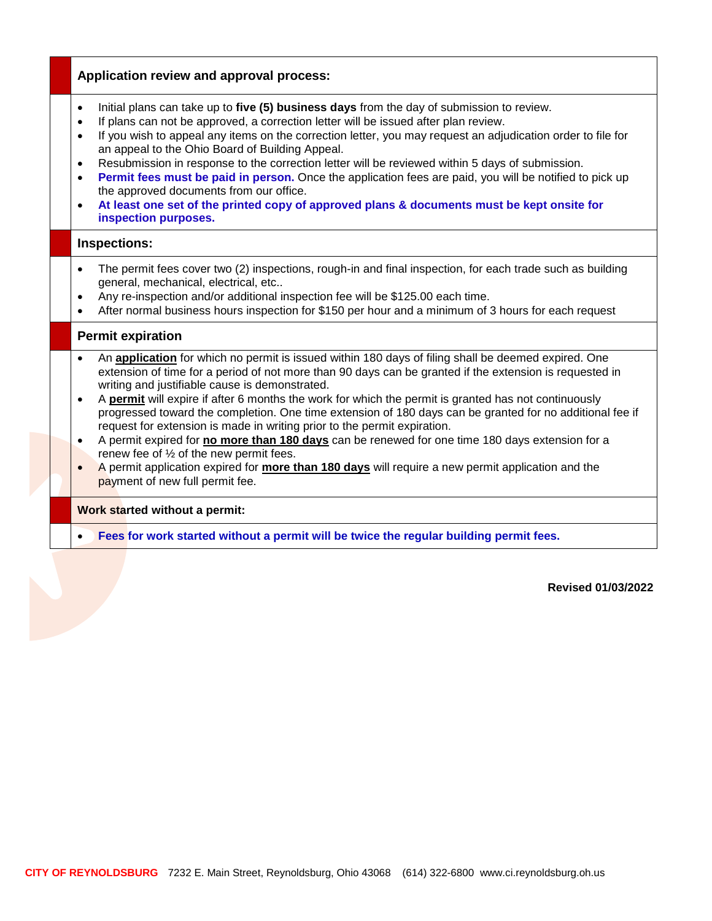## Application review and approval process:

- Initial plans can take up to **five (5) business days** from the day of submission to review.
- If plans can not be approved, a correction letter will be issued after plan review.
- If you wish to appeal any items on the correction letter, you may request an adjudication order to file for an appeal to the Ohio Board of Building Appeal.
- Resubmission in response to the correction letter will be reviewed within 5 days of submission.
- **Permit fees must be paid in person.** Once the application fees are paid, you will be notified to pick up the approved documents from our office.
- **At least one set of the printed copy of approved plans & documents must be kept onsite for inspection purposes.**

## Inspections:

- The permit fees cover two (2) inspections, rough-in and final inspection, for each trade such as building general, mechanical, electrical, etc..
- Any re-inspection and/or additional inspection fee will be $125.00 each time.
- After normal business hours inspection for $150 per hour and a minimum of 3 hours for each request

## Permit expiration

- An **application** for which no permit is issued within 180 days of filing shall be deemed expired. One extension of time for a period of not more than 90 days can be granted if the extension is requested in writing and justifiable cause is demonstrated.
- A **permit** will expire if after 6 months the work for which the permit is granted has not continuously progressed toward the completion. One time extension of 180 days can be granted for no additional fee if request for extension is made in writing prior to the permit expiration.
- A permit expired for **no more than 180 days** can be renewed for one time 180 days extension for a renew fee of ½ of the new permit fees.
- A permit application expired for **more than 180 days** will require a new permit application and the payment of new full permit fee.

## Work started without a permit:

- **Fees for work started without a permit will be twice the regular building permit fees.**

**Revised 01/03/2022**

**CITY OF REYNOLDSBURG** 7232 E. Main Street, Reynoldsburg, Ohio 43068 (614) 322-6800 www.ci.reynoldsburg.oh.us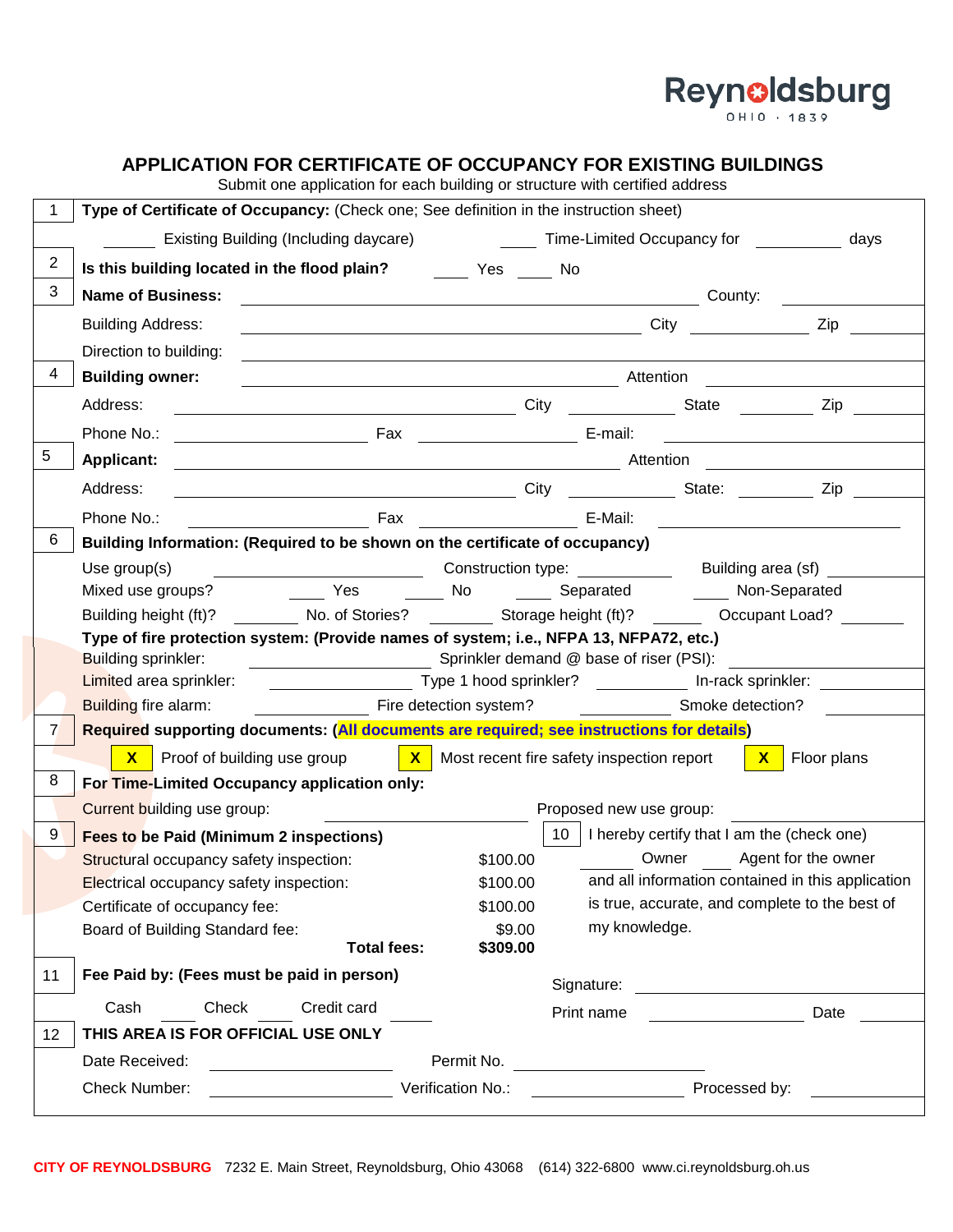Reynoldsburg
OHIO · 1839

# APPLICATION FOR CERTIFICATE OF OCCUPANCY FOR EXISTING BUILDINGS

Submit one application for each building or structure with certified address

**1 Type of Certificate of Occupancy:** (Check one; See definition in the instruction sheet)

_____ Existing Building (Including daycare) _____ Time-Limited Occupancy for _____ days

**2 Is this building located in the flood plain?** _____ Yes _____ No

**3 Name of Business:** _____ County: _____

Building Address: _____ City _____ Zip _____

Direction to building: _____

**4 Building owner:** _____ Attention _____

Address: _____ City _____ State _____ Zip _____

Phone No.: _____ Fax _____ E-mail: _____

**5 Applicant:** _____ Attention _____

Address: _____ City _____ State: _____ Zip _____

Phone No.: _____ Fax _____ E-Mail: _____

**6 Building Information: (Required to be shown on the certificate of occupancy)**

Use group(s) _____ Construction type: _____ Building area (sf) _____

Mixed use groups? _____ Yes _____ No _____ Separated _____ Non-Separated

Building height (ft)? _____ No. of Stories? _____ Storage height (ft)? _____ Occupant Load? _____

**Type of fire protection system: (Provide names of system; i.e., NFPA 13, NFPA72, etc.)**

Building sprinkler: _____ Sprinkler demand @ base of riser (PSI): _____

Limited area sprinkler: _____ Type 1 hood sprinkler? _____ In-rack sprinkler: _____

Building fire alarm: _____ Fire detection system? _____ Smoke detection? _____

**7 Required supporting documents: (All documents are required; see instructions for details)**

X Proof of building use group  X Most recent fire safety inspection report  X Floor plans

**8 For Time-Limited Occupancy application only:**

Current building use group: _____ Proposed new use group: _____

**9 Fees to be Paid (Minimum 2 inspections)**

| | |
|---|---|
| Structural occupancy safety inspection: | $100.00 |
| Electrical occupancy safety inspection: | $100.00 |
| Certificate of occupancy fee: | $100.00 |
| Board of Building Standard fee: | $9.00 |
| **Total fees:** | **$309.00** |

**10** I hereby certify that I am the (check one)

_____ Owner _____ Agent for the owner

and all information contained in this application is true, accurate, and complete to the best of my knowledge.

Signature: _____

Print name _____ Date _____

**11 Fee Paid by: (Fees must be paid in person)**

Cash _____ Check _____ Credit card _____

**12 THIS AREA IS FOR OFFICIAL USE ONLY**

Date Received: _____ Permit No. _____

Check Number: _____ Verification No.: _____ Processed by: _____

**CITY OF REYNOLDSBURG** 7232 E. Main Street, Reynoldsburg, Ohio 43068 (614) 322-6800 www.ci.reynoldsburg.oh.us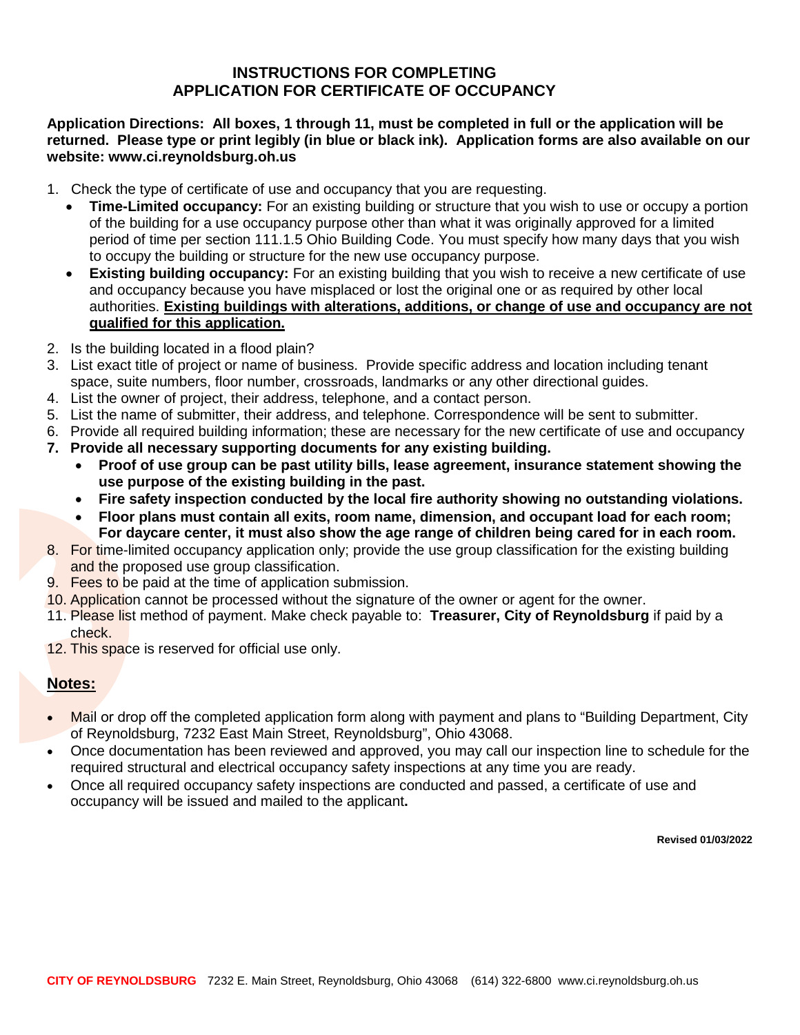# INSTRUCTIONS FOR COMPLETING APPLICATION FOR CERTIFICATE OF OCCUPANCY

**Application Directions: All boxes, 1 through 11, must be completed in full or the application will be returned. Please type or print legibly (in blue or black ink). Application forms are also available on our website: www.ci.reynoldsburg.oh.us**

1. Check the type of certificate of use and occupancy that you are requesting.
   - **Time-Limited occupancy:** For an existing building or structure that you wish to use or occupy a portion of the building for a use occupancy purpose other than what it was originally approved for a limited period of time per section 111.1.5 Ohio Building Code. You must specify how many days that you wish to occupy the building or structure for the new use occupancy purpose.
   - **Existing building occupancy:** For an existing building that you wish to receive a new certificate of use and occupancy because you have misplaced or lost the original one or as required by other local authorities. **<u>Existing buildings with alterations, additions, or change of use and occupancy are not qualified for this application.</u>**
2. Is the building located in a flood plain?
3. List exact title of project or name of business. Provide specific address and location including tenant space, suite numbers, floor number, crossroads, landmarks or any other directional guides.
4. List the owner of project, their address, telephone, and a contact person.
5. List the name of submitter, their address, and telephone. Correspondence will be sent to submitter.
6. Provide all required building information; these are necessary for the new certificate of use and occupancy
7. **Provide all necessary supporting documents for any existing building.**
   - **Proof of use group can be past utility bills, lease agreement, insurance statement showing the use purpose of the existing building in the past.**
   - **Fire safety inspection conducted by the local fire authority showing no outstanding violations.**
   - **Floor plans must contain all exits, room name, dimension, and occupant load for each room; For daycare center, it must also show the age range of children being cared for in each room.**
8. For time-limited occupancy application only; provide the use group classification for the existing building and the proposed use group classification.
9. Fees to be paid at the time of application submission.
10. Application cannot be processed without the signature of the owner or agent for the owner.
11. Please list method of payment. Make check payable to: **Treasurer, City of Reynoldsburg** if paid by a check.
12. This space is reserved for official use only.

## <u>Notes:</u>

- Mail or drop off the completed application form along with payment and plans to "Building Department, City of Reynoldsburg, 7232 East Main Street, Reynoldsburg", Ohio 43068.
- Once documentation has been reviewed and approved, you may call our inspection line to schedule for the required structural and electrical occupancy safety inspections at any time you are ready.
- Once all required occupancy safety inspections are conducted and passed, a certificate of use and occupancy will be issued and mailed to the applicant**.**

**Revised 01/03/2022**

**CITY OF REYNOLDSBURG** 7232 E. Main Street, Reynoldsburg, Ohio 43068 (614) 322-6800 www.ci.reynoldsburg.oh.us